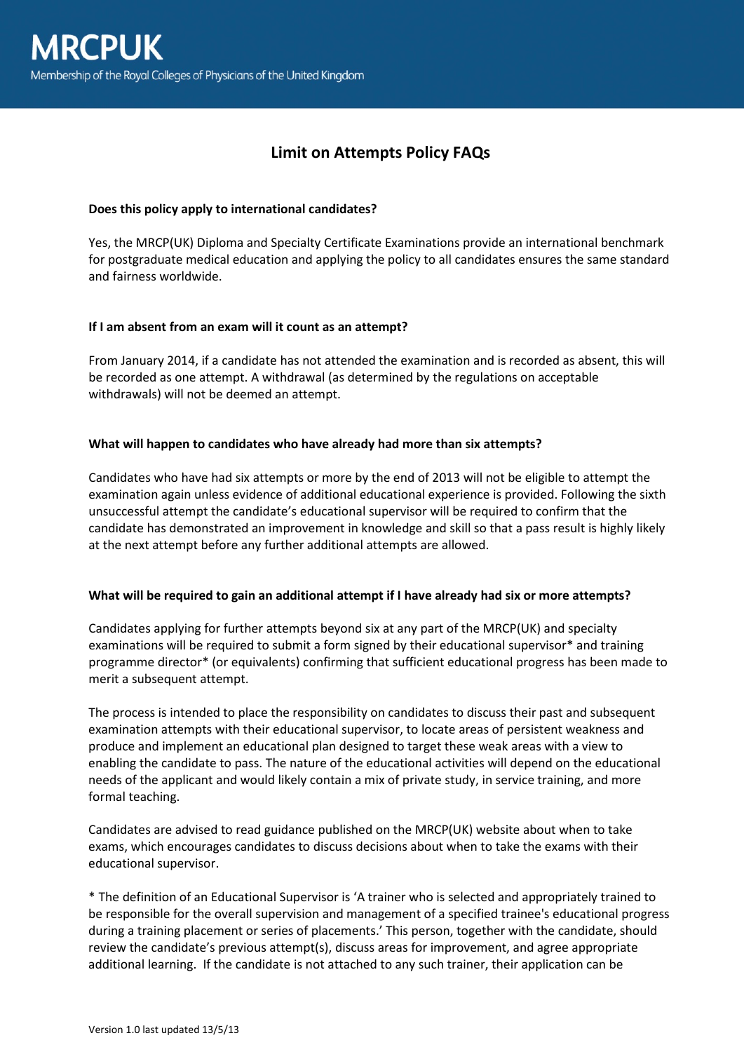MRCPUK

Membership of the Royal Colleges of Physicians of the United Kingdom

# Limit on Attempts Policy FAQs

**Does this policy apply to international candidates?**

Yes, the MRCP(UK) Diploma and Specialty Certificate Examinations provide an international benchmark for postgraduate medical education and applying the policy to all candidates ensures the same standard and fairness worldwide.

**If I am absent from an exam will it count as an attempt?**

From January 2014, if a candidate has not attended the examination and is recorded as absent, this will be recorded as one attempt. A withdrawal (as determined by the regulations on acceptable withdrawals) will not be deemed an attempt.

**What will happen to candidates who have already had more than six attempts?**

Candidates who have had six attempts or more by the end of 2013 will not be eligible to attempt the examination again unless evidence of additional educational experience is provided. Following the sixth unsuccessful attempt the candidate's educational supervisor will be required to confirm that the candidate has demonstrated an improvement in knowledge and skill so that a pass result is highly likely at the next attempt before any further additional attempts are allowed.

**What will be required to gain an additional attempt if I have already had six or more attempts?**

Candidates applying for further attempts beyond six at any part of the MRCP(UK) and specialty examinations will be required to submit a form signed by their educational supervisor* and training programme director* (or equivalents) confirming that sufficient educational progress has been made to merit a subsequent attempt.

The process is intended to place the responsibility on candidates to discuss their past and subsequent examination attempts with their educational supervisor, to locate areas of persistent weakness and produce and implement an educational plan designed to target these weak areas with a view to enabling the candidate to pass. The nature of the educational activities will depend on the educational needs of the applicant and would likely contain a mix of private study, in service training, and more formal teaching.

Candidates are advised to read guidance published on the MRCP(UK) website about when to take exams, which encourages candidates to discuss decisions about when to take the exams with their educational supervisor.

* The definition of an Educational Supervisor is 'A trainer who is selected and appropriately trained to be responsible for the overall supervision and management of a specified trainee's educational progress during a training placement or series of placements.' This person, together with the candidate, should review the candidate's previous attempt(s), discuss areas for improvement, and agree appropriate additional learning. If the candidate is not attached to any such trainer, their application can be

Version 1.0 last updated 13/5/13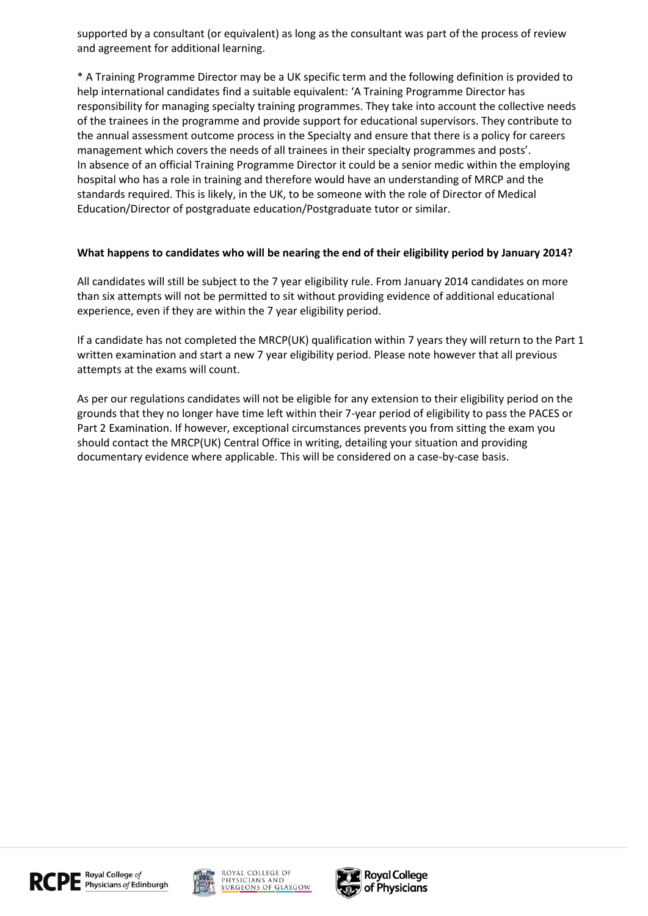supported by a consultant (or equivalent) as long as the consultant was part of the process of review and agreement for additional learning.

* A Training Programme Director may be a UK specific term and the following definition is provided to help international candidates find a suitable equivalent: 'A Training Programme Director has responsibility for managing specialty training programmes. They take into account the collective needs of the trainees in the programme and provide support for educational supervisors. They contribute to the annual assessment outcome process in the Specialty and ensure that there is a policy for careers management which covers the needs of all trainees in their specialty programmes and posts'. In absence of an official Training Programme Director it could be a senior medic within the employing hospital who has a role in training and therefore would have an understanding of MRCP and the standards required. This is likely, in the UK, to be someone with the role of Director of Medical Education/Director of postgraduate education/Postgraduate tutor or similar.

**What happens to candidates who will be nearing the end of their eligibility period by January 2014?**

All candidates will still be subject to the 7 year eligibility rule. From January 2014 candidates on more than six attempts will not be permitted to sit without providing evidence of additional educational experience, even if they are within the 7 year eligibility period.

If a candidate has not completed the MRCP(UK) qualification within 7 years they will return to the Part 1 written examination and start a new 7 year eligibility period. Please note however that all previous attempts at the exams will count.

As per our regulations candidates will not be eligible for any extension to their eligibility period on the grounds that they no longer have time left within their 7-year period of eligibility to pass the PACES or Part 2 Examination. If however, exceptional circumstances prevents you from sitting the exam you should contact the MRCP(UK) Central Office in writing, detailing your situation and providing documentary evidence where applicable. This will be considered on a case-by-case basis.